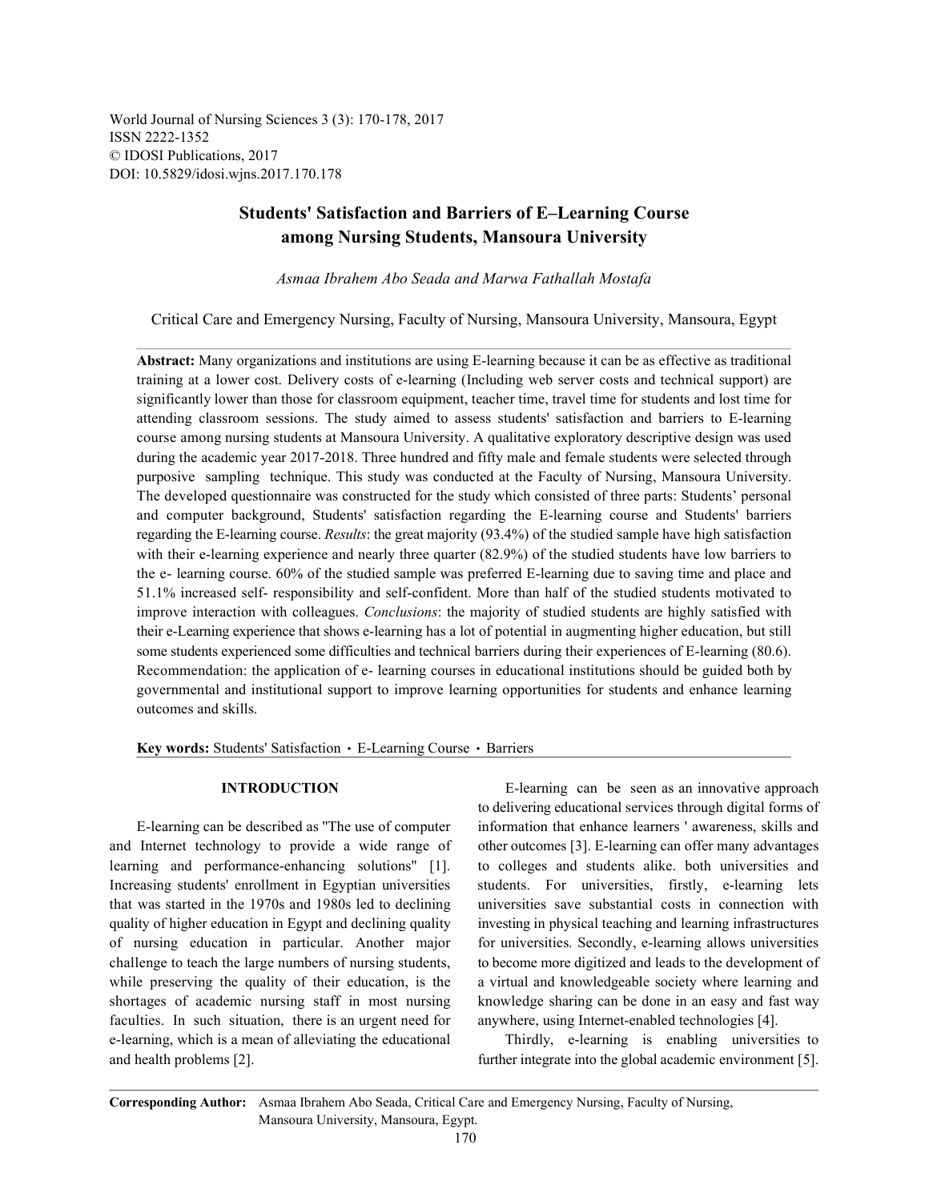World Journal of Nursing Sciences 3 (3): 170-178, 2017
ISSN 2222-1352
© IDOSI Publications, 2017
DOI: 10.5829/idosi.wjns.2017.170.178

# Students' Satisfaction and Barriers of E–Learning Course among Nursing Students, Mansoura University

*Asmaa Ibrahem Abo Seada and Marwa Fathallah Mostafa*

Critical Care and Emergency Nursing, Faculty of Nursing, Mansoura University, Mansoura, Egypt

**Abstract:** Many organizations and institutions are using E-learning because it can be as effective as traditional training at a lower cost. Delivery costs of e-learning (Including web server costs and technical support) are significantly lower than those for classroom equipment, teacher time, travel time for students and lost time for attending classroom sessions. The study aimed to assess students' satisfaction and barriers to E-learning course among nursing students at Mansoura University. A qualitative exploratory descriptive design was used during the academic year 2017-2018. Three hundred and fifty male and female students were selected through purposive sampling technique. This study was conducted at the Faculty of Nursing, Mansoura University. The developed questionnaire was constructed for the study which consisted of three parts: Students' personal and computer background, Students' satisfaction regarding the E-learning course and Students' barriers regarding the E-learning course. *Results*: the great majority (93.4%) of the studied sample have high satisfaction with their e-learning experience and nearly three quarter (82.9%) of the studied students have low barriers to the e- learning course. 60% of the studied sample was preferred E-learning due to saving time and place and 51.1% increased self- responsibility and self-confident. More than half of the studied students motivated to improve interaction with colleagues. *Conclusions*: the majority of studied students are highly satisfied with their e-Learning experience that shows e-learning has a lot of potential in augmenting higher education, but still some students experienced some difficulties and technical barriers during their experiences of E-learning (80.6). Recommendation: the application of e- learning courses in educational institutions should be guided both by governmental and institutional support to improve learning opportunities for students and enhance learning outcomes and skills.

**Key words:** Students' Satisfaction • E-Learning Course • Barriers

## INTRODUCTION

E-learning can be described as "The use of computer and Internet technology to provide a wide range of learning and performance-enhancing solutions" [1]. Increasing students' enrollment in Egyptian universities that was started in the 1970s and 1980s led to declining quality of higher education in Egypt and declining quality of nursing education in particular. Another major challenge to teach the large numbers of nursing students, while preserving the quality of their education, is the shortages of academic nursing staff in most nursing faculties. In such situation, there is an urgent need for e-learning, which is a mean of alleviating the educational and health problems [2].

E-learning can be seen as an innovative approach to delivering educational services through digital forms of information that enhance learners ' awareness, skills and other outcomes [3]. E-learning can offer many advantages to colleges and students alike. both universities and students. For universities, firstly, e-learning lets universities save substantial costs in connection with investing in physical teaching and learning infrastructures for universities. Secondly, e-learning allows universities to become more digitized and leads to the development of a virtual and knowledgeable society where learning and knowledge sharing can be done in an easy and fast way anywhere, using Internet-enabled technologies [4].

Thirdly, e-learning is enabling universities to further integrate into the global academic environment [5].

**Corresponding Author:** Asmaa Ibrahem Abo Seada, Critical Care and Emergency Nursing, Faculty of Nursing, Mansoura University, Mansoura, Egypt.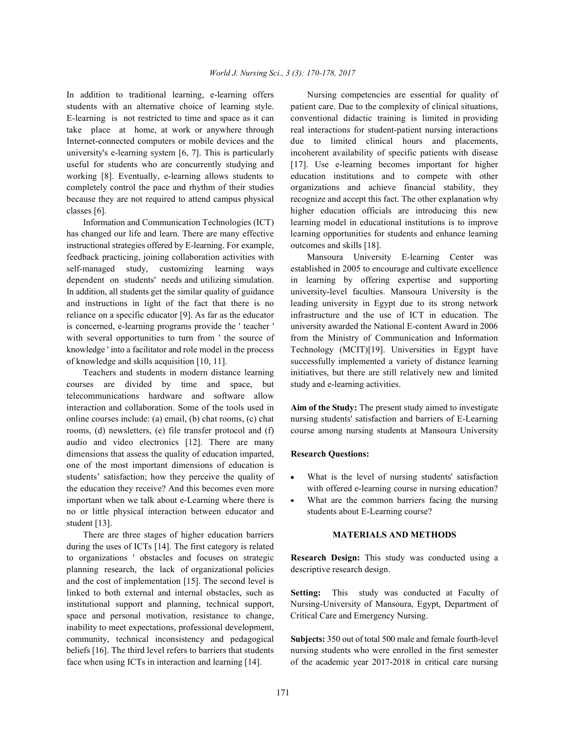In addition to traditional learning, e-learning offers students with an alternative choice of learning style. E-learning is not restricted to time and space as it can take place at home, at work or anywhere through Internet-connected computers or mobile devices and the university's e-learning system [6, 7]. This is particularly useful for students who are concurrently studying and working [8]. Eventually, e-learning allows students to completely control the pace and rhythm of their studies because they are not required to attend campus physical classes [6].

Information and Communication Technologies (ICT) has changed our life and learn. There are many effective instructional strategies offered by E-learning. For example, feedback practicing, joining collaboration activities with self-managed study, customizing learning ways dependent on students' needs and utilizing simulation. In addition, all students get the similar quality of guidance and instructions in light of the fact that there is no reliance on a specific educator [9]. As far as the educator is concerned, e-learning programs provide the ' teacher ' with several opportunities to turn from ' the source of knowledge ' into a facilitator and role model in the process of knowledge and skills acquisition [10, 11].

Teachers and students in modern distance learning courses are divided by time and space, but telecommunications hardware and software allow interaction and collaboration. Some of the tools used in online courses include: (a) email, (b) chat rooms, (c) chat rooms, (d) newsletters, (e) file transfer protocol and (f) audio and video electronics [12]. There are many dimensions that assess the quality of education imparted, one of the most important dimensions of education is students' satisfaction; how they perceive the quality of the education they receive? And this becomes even more important when we talk about e-Learning where there is no or little physical interaction between educator and student [13].

There are three stages of higher education barriers during the uses of ICTs [14]. The first category is related to organizations ' obstacles and focuses on strategic planning research, the lack of organizational policies and the cost of implementation [15]. The second level is linked to both external and internal obstacles, such as institutional support and planning, technical support, space and personal motivation, resistance to change, inability to meet expectations, professional development, community, technical inconsistency and pedagogical beliefs [16]. The third level refers to barriers that students face when using ICTs in interaction and learning [14].

Nursing competencies are essential for quality of patient care. Due to the complexity of clinical situations, conventional didactic training is limited in providing real interactions for student-patient nursing interactions due to limited clinical hours and placements, incoherent availability of specific patients with disease [17]. Use e-learning becomes important for higher education institutions and to compete with other organizations and achieve financial stability, they recognize and accept this fact. The other explanation why higher education officials are introducing this new learning model in educational institutions is to improve learning opportunities for students and enhance learning outcomes and skills [18].

Mansoura University E-learning Center was established in 2005 to encourage and cultivate excellence in learning by offering expertise and supporting university-level faculties. Mansoura University is the leading university in Egypt due to its strong network infrastructure and the use of ICT in education. The university awarded the National E-content Award in 2006 from the Ministry of Communication and Information Technology (MCIT)[19]. Universities in Egypt have successfully implemented a variety of distance learning initiatives, but there are still relatively new and limited study and e-learning activities.

**Aim of the Study:** The present study aimed to investigate nursing students' satisfaction and barriers of E-Learning course among nursing students at Mansoura University

**Research Questions:**

- What is the level of nursing students' satisfaction with offered e-learning course in nursing education?
- What are the common barriers facing the nursing students about E-Learning course?

## MATERIALS AND METHODS

**Research Design:** This study was conducted using a descriptive research design.

**Setting:** This study was conducted at Faculty of Nursing-University of Mansoura, Egypt, Department of Critical Care and Emergency Nursing.

**Subjects:** 350 out of total 500 male and female fourth-level nursing students who were enrolled in the first semester of the academic year 2017-2018 in critical care nursing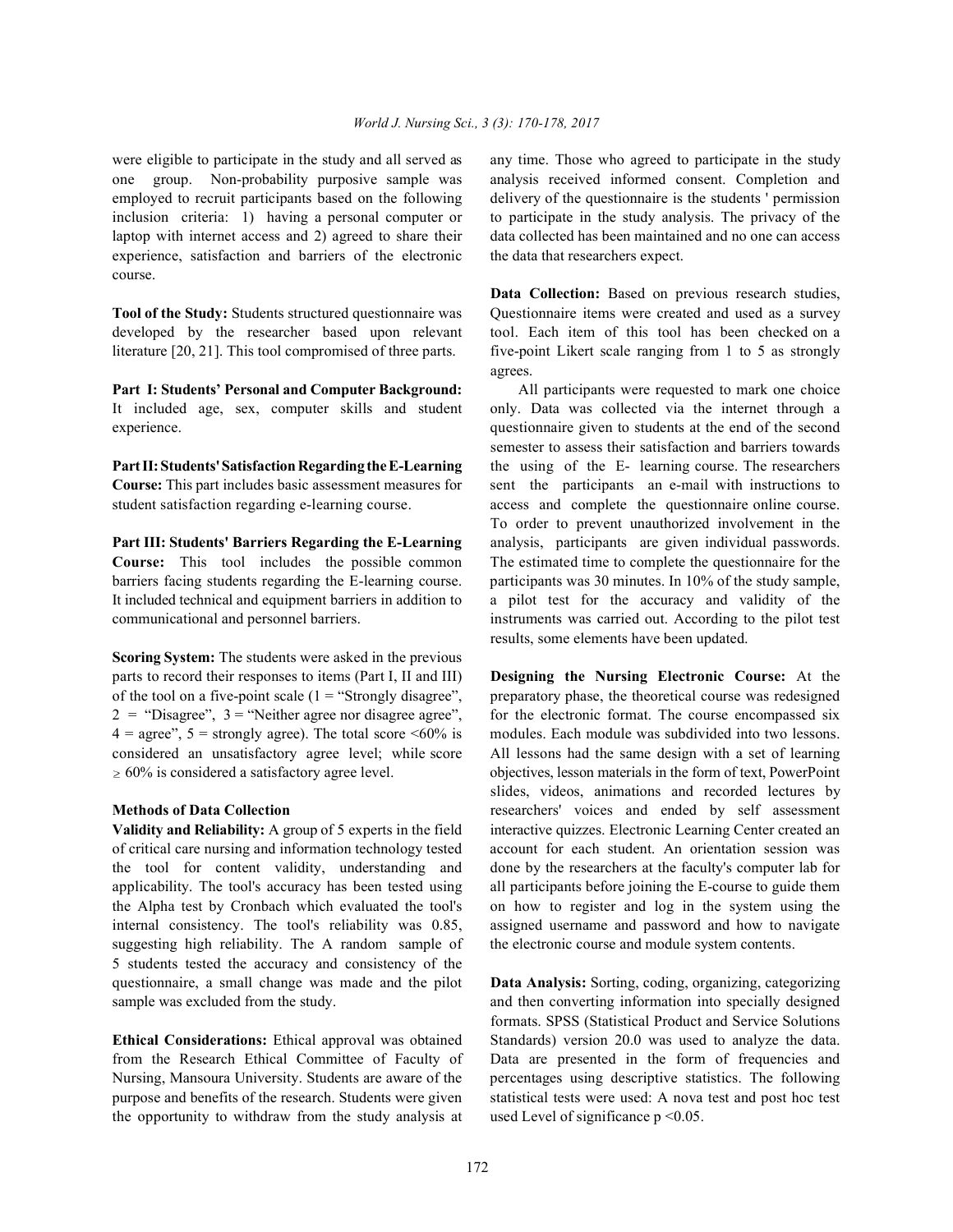were eligible to participate in the study and all served as one group. Non-probability purposive sample was employed to recruit participants based on the following inclusion criteria: 1) having a personal computer or laptop with internet access and 2) agreed to share their experience, satisfaction and barriers of the electronic course.

**Tool of the Study:** Students structured questionnaire was developed by the researcher based upon relevant literature [20, 21]. This tool compromised of three parts.

**Part I: Students' Personal and Computer Background:** It included age, sex, computer skills and student experience.

**Part II: Students' Satisfaction Regarding the E-Learning Course:** This part includes basic assessment measures for student satisfaction regarding e-learning course.

**Part III: Students' Barriers Regarding the E-Learning Course:** This tool includes the possible common barriers facing students regarding the E-learning course. It included technical and equipment barriers in addition to communicational and personnel barriers.

**Scoring System:** The students were asked in the previous parts to record their responses to items (Part I, II and III) of the tool on a five-point scale (1 = "Strongly disagree", 2 = "Disagree", 3 = "Neither agree nor disagree agree", 4 = agree", 5 = strongly agree). The total score <60% is considered an unsatisfactory agree level; while score ≥ 60% is considered a satisfactory agree level.

## Methods of Data Collection

**Validity and Reliability:** A group of 5 experts in the field of critical care nursing and information technology tested the tool for content validity, understanding and applicability. The tool's accuracy has been tested using the Alpha test by Cronbach which evaluated the tool's internal consistency. The tool's reliability was 0.85, suggesting high reliability. The A random sample of 5 students tested the accuracy and consistency of the questionnaire, a small change was made and the pilot sample was excluded from the study.

**Ethical Considerations:** Ethical approval was obtained from the Research Ethical Committee of Faculty of Nursing, Mansoura University. Students are aware of the purpose and benefits of the research. Students were given the opportunity to withdraw from the study analysis at any time. Those who agreed to participate in the study analysis received informed consent. Completion and delivery of the questionnaire is the students ' permission to participate in the study analysis. The privacy of the data collected has been maintained and no one can access the data that researchers expect.

**Data Collection:** Based on previous research studies, Questionnaire items were created and used as a survey tool. Each item of this tool has been checked on a five-point Likert scale ranging from 1 to 5 as strongly agrees.

All participants were requested to mark one choice only. Data was collected via the internet through a questionnaire given to students at the end of the second semester to assess their satisfaction and barriers towards the using of the E- learning course. The researchers sent the participants an e-mail with instructions to access and complete the questionnaire online course. To order to prevent unauthorized involvement in the analysis, participants are given individual passwords. The estimated time to complete the questionnaire for the participants was 30 minutes. In 10% of the study sample, a pilot test for the accuracy and validity of the instruments was carried out. According to the pilot test results, some elements have been updated.

**Designing the Nursing Electronic Course:** At the preparatory phase, the theoretical course was redesigned for the electronic format. The course encompassed six modules. Each module was subdivided into two lessons. All lessons had the same design with a set of learning objectives, lesson materials in the form of text, PowerPoint slides, videos, animations and recorded lectures by researchers' voices and ended by self assessment interactive quizzes. Electronic Learning Center created an account for each student. An orientation session was done by the researchers at the faculty's computer lab for all participants before joining the E-course to guide them on how to register and log in the system using the assigned username and password and how to navigate the electronic course and module system contents.

**Data Analysis:** Sorting, coding, organizing, categorizing and then converting information into specially designed formats. SPSS (Statistical Product and Service Solutions Standards) version 20.0 was used to analyze the data. Data are presented in the form of frequencies and percentages using descriptive statistics. The following statistical tests were used: A nova test and post hoc test used Level of significance $p < 0.05$.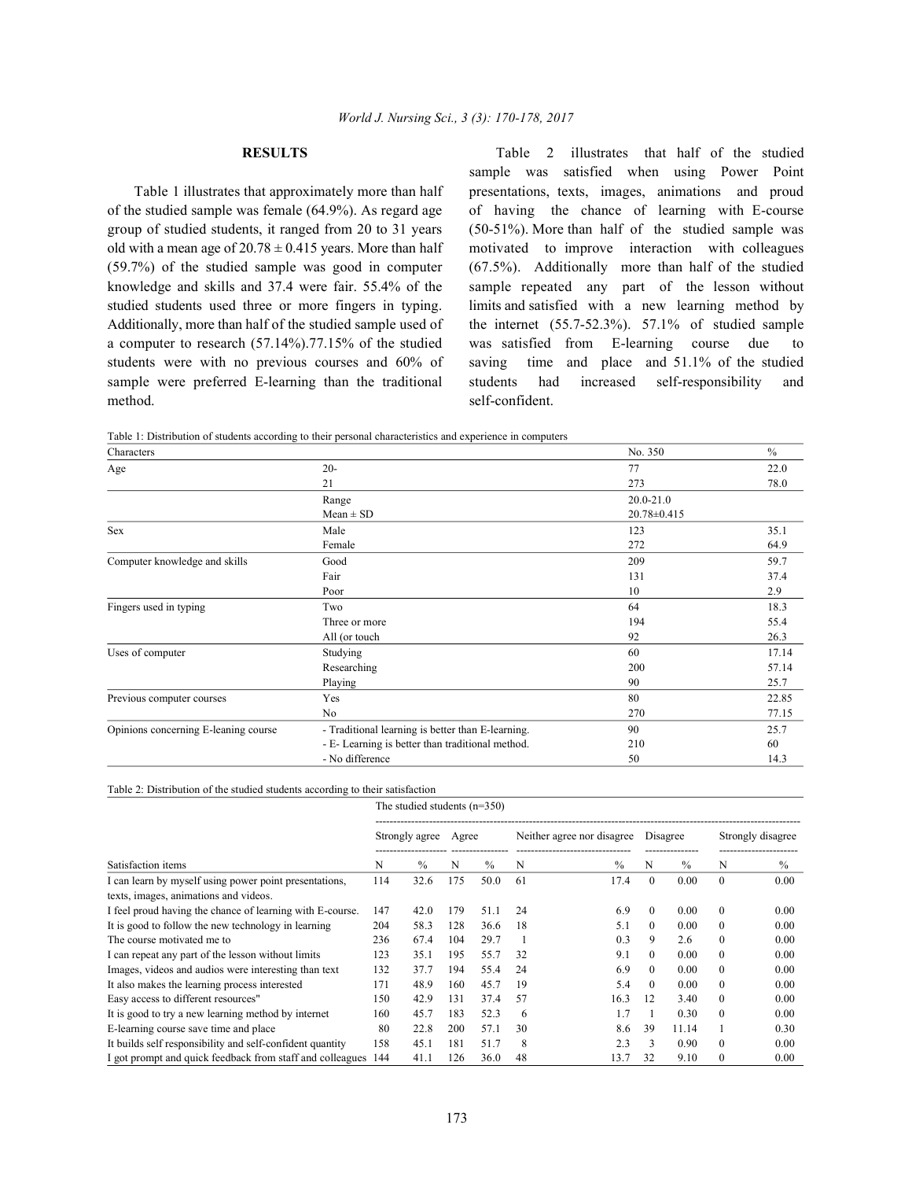## RESULTS

Table 1 illustrates that approximately more than half of the studied sample was female (64.9%). As regard age group of studied students, it ranged from 20 to 31 years old with a mean age of 20.78 ± 0.415 years. More than half (59.7%) of the studied sample was good in computer knowledge and skills and 37.4 were fair. 55.4% of the studied students used three or more fingers in typing. Additionally, more than half of the studied sample used of a computer to research (57.14%).77.15% of the studied students were with no previous courses and 60% of sample were preferred E-learning than the traditional method.

Table 2 illustrates that half of the studied sample was satisfied when using Power Point presentations, texts, images, animations and proud of having the chance of learning with E-course (50-51%). More than half of the studied sample was motivated to improve interaction with colleagues (67.5%). Additionally more than half of the studied sample repeated any part of the lesson without limits and satisfied with a new learning method by the internet (55.7-52.3%). 57.1% of studied sample was satisfied from E-learning course due to saving time and place and 51.1% of the studied students had increased self-responsibility and self-confident.

Table 1: Distribution of students according to their personal characteristics and experience in computers

| Characters | | No. 350 | % |
|---|---|---|---|
| Age | 20- | 77 | 22.0 |
| | 21 | 273 | 78.0 |
| | Range | 20.0-21.0 | |
| | Mean ± SD | 20.78±0.415 | |
| Sex | Male | 123 | 35.1 |
| | Female | 272 | 64.9 |
| Computer knowledge and skills | Good | 209 | 59.7 |
| | Fair | 131 | 37.4 |
| | Poor | 10 | 2.9 |
| Fingers used in typing | Two | 64 | 18.3 |
| | Three or more | 194 | 55.4 |
| | All (or touch | 92 | 26.3 |
| Uses of computer | Studying | 60 | 17.14 |
| | Researching | 200 | 57.14 |
| | Playing | 90 | 25.7 |
| Previous computer courses | Yes | 80 | 22.85 |
| | No | 270 | 77.15 |
| Opinions concerning E-leaning course | - Traditional learning is better than E-learning. | 90 | 25.7 |
| | - E- Learning is better than traditional method. | 210 | 60 |
| | - No difference | 50 | 14.3 |

Table 2: Distribution of the studied students according to their satisfaction

| | The studied students (n=350) | | | | | | | | | |
|---|---|---|---|---|---|---|---|---|---|---|
| | Strongly agree | | Agree | | Neither agree nor disagree | | Disagree | | Strongly disagree | |
| Satisfaction items | N | % | N | % | N | % | N | % | N | % |
| I can learn by myself using power point presentations, texts, images, animations and videos. | 114 | 32.6 | 175 | 50.0 | 61 | 17.4 | 0 | 0.00 | 0 | 0.00 |
| I feel proud having the chance of learning with E-course. | 147 | 42.0 | 179 | 51.1 | 24 | 6.9 | 0 | 0.00 | 0 | 0.00 |
| It is good to follow the new technology in learning | 204 | 58.3 | 128 | 36.6 | 18 | 5.1 | 0 | 0.00 | 0 | 0.00 |
| The course motivated me to | 236 | 67.4 | 104 | 29.7 | 1 | 0.3 | 9 | 2.6 | 0 | 0.00 |
| I can repeat any part of the lesson without limits | 123 | 35.1 | 195 | 55.7 | 32 | 9.1 | 0 | 0.00 | 0 | 0.00 |
| Images, videos and audios were interesting than text | 132 | 37.7 | 194 | 55.4 | 24 | 6.9 | 0 | 0.00 | 0 | 0.00 |
| It also makes the learning process interested | 171 | 48.9 | 160 | 45.7 | 19 | 5.4 | 0 | 0.00 | 0 | 0.00 |
| Easy access to different resources" | 150 | 42.9 | 131 | 37.4 | 57 | 16.3 | 12 | 3.40 | 0 | 0.00 |
| It is good to try a new learning method by internet | 160 | 45.7 | 183 | 52.3 | 6 | 1.7 | 1 | 0.30 | 0 | 0.00 |
| E-learning course save time and place | 80 | 22.8 | 200 | 57.1 | 30 | 8.6 | 39 | 11.14 | 1 | 0.30 |
| It builds self responsibility and self-confident quantity | 158 | 45.1 | 181 | 51.7 | 8 | 2.3 | 3 | 0.90 | 0 | 0.00 |
| I got prompt and quick feedback from staff and colleagues | 144 | 41.1 | 126 | 36.0 | 48 | 13.7 | 32 | 9.10 | 0 | 0.00 |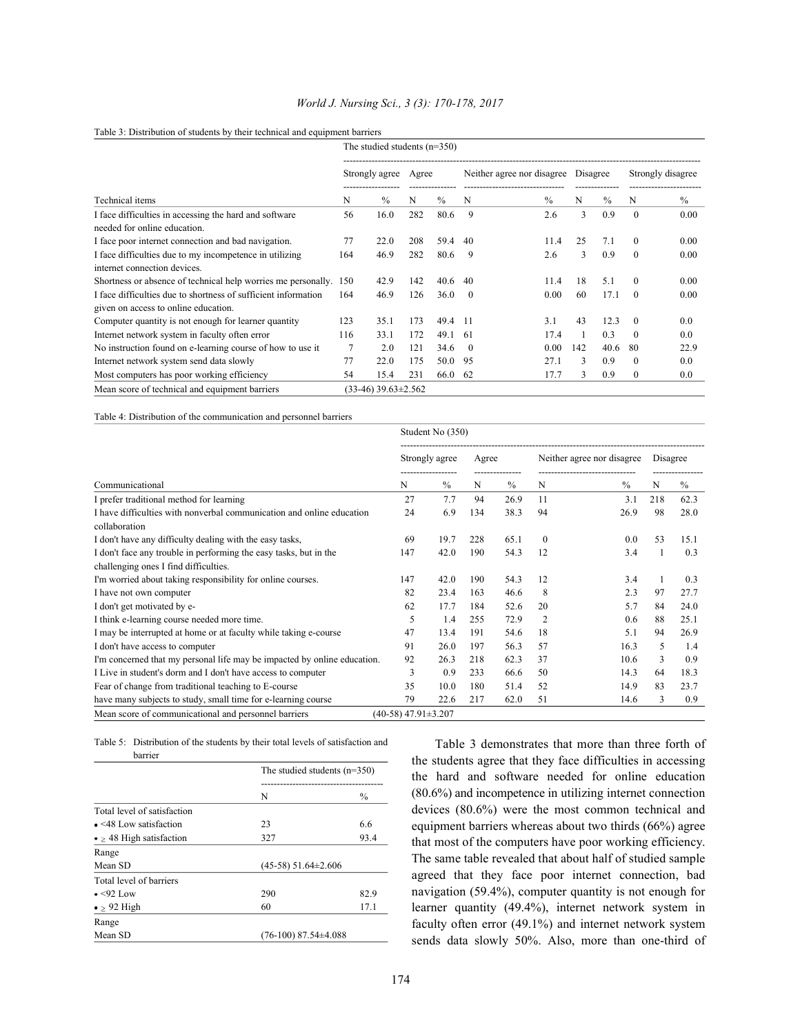Table 3: Distribution of students by their technical and equipment barriers

| | The studied students (n=350) | | | | | | | | | |
|---|---|---|---|---|---|---|---|---|---|---|
| | Strongly agree | | Agree | | Neither agree nor disagree | | Disagree | | Strongly disagree | |
| Technical items | N | % | N | % | N | % | N | % | N | % |
| I face difficulties in accessing the hard and software needed for online education. | 56 | 16.0 | 282 | 80.6 | 9 | 2.6 | 3 | 0.9 | 0 | 0.00 |
| I face poor internet connection and bad navigation. | 77 | 22.0 | 208 | 59.4 | 40 | 11.4 | 25 | 7.1 | 0 | 0.00 |
| I face difficulties due to my incompetence in utilizing internet connection devices. | 164 | 46.9 | 282 | 80.6 | 9 | 2.6 | 3 | 0.9 | 0 | 0.00 |
| Shortness or absence of technical help worries me personally. | 150 | 42.9 | 142 | 40.6 | 40 | 11.4 | 18 | 5.1 | 0 | 0.00 |
| I face difficulties due to shortness of sufficient information given on access to online education. | 164 | 46.9 | 126 | 36.0 | 0 | 0.00 | 60 | 17.1 | 0 | 0.00 |
| Computer quantity is not enough for learner quantity | 123 | 35.1 | 173 | 49.4 | 11 | 3.1 | 43 | 12.3 | 0 | 0.0 |
| Internet network system in faculty often error | 116 | 33.1 | 172 | 49.1 | 61 | 17.4 | 1 | 0.3 | 0 | 0.0 |
| No instruction found on e-learning course of how to use it | 7 | 2.0 | 121 | 34.6 | 0 | 0.00 | 142 | 40.6 | 80 | 22.9 |
| Internet network system send data slowly | 77 | 22.0 | 175 | 50.0 | 95 | 27.1 | 3 | 0.9 | 0 | 0.0 |
| Most computers has poor working efficiency | 54 | 15.4 | 231 | 66.0 | 62 | 17.7 | 3 | 0.9 | 0 | 0.0 |
| Mean score of technical and equipment barriers | (33-46) 39.63±2.562 | | | | | | | | | |

Table 4: Distribution of the communication and personnel barriers

| | Student No (350) | | | | | | | |
|---|---|---|---|---|---|---|---|---|
| | Strongly agree | | Agree | | Neither agree nor disagree | | Disagree | |
| Communicational | N | % | N | % | N | % | N | % |
| I prefer traditional method for learning | 27 | 7.7 | 94 | 26.9 | 11 | 3.1 | 218 | 62.3 |
| I have difficulties with nonverbal communication and online education collaboration | 24 | 6.9 | 134 | 38.3 | 94 | 26.9 | 98 | 28.0 |
| I don't have any difficulty dealing with the easy tasks, | 69 | 19.7 | 228 | 65.1 | 0 | 0.0 | 53 | 15.1 |
| I don't face any trouble in performing the easy tasks, but in the challenging ones I find difficulties. | 147 | 42.0 | 190 | 54.3 | 12 | 3.4 | 1 | 0.3 |
| I'm worried about taking responsibility for online courses. | 147 | 42.0 | 190 | 54.3 | 12 | 3.4 | 1 | 0.3 |
| I have not own computer | 82 | 23.4 | 163 | 46.6 | 8 | 2.3 | 97 | 27.7 |
| I don't get motivated by e- | 62 | 17.7 | 184 | 52.6 | 20 | 5.7 | 84 | 24.0 |
| I think e-learning course needed more time. | 5 | 1.4 | 255 | 72.9 | 2 | 0.6 | 88 | 25.1 |
| I may be interrupted at home or at faculty while taking e-course | 47 | 13.4 | 191 | 54.6 | 18 | 5.1 | 94 | 26.9 |
| I don't have access to computer | 91 | 26.0 | 197 | 56.3 | 57 | 16.3 | 5 | 1.4 |
| I'm concerned that my personal life may be impacted by online education. | 92 | 26.3 | 218 | 62.3 | 37 | 10.6 | 3 | 0.9 |
| I Live in student's dorm and I don't have access to computer | 3 | 0.9 | 233 | 66.6 | 50 | 14.3 | 64 | 18.3 |
| Fear of change from traditional teaching to E-course | 35 | 10.0 | 180 | 51.4 | 52 | 14.9 | 83 | 23.7 |
| have many subjects to study, small time for e-learning course | 79 | 22.6 | 217 | 62.0 | 51 | 14.6 | 3 | 0.9 |
| Mean score of communicational and personnel barriers | (40-58) 47.91±3.207 | | | | | | | |

Table 5: Distribution of the students by their total levels of satisfaction and barrier

| | The studied students (n=350) | |
|---|---|---|
| | N | % |
| Total level of satisfaction | | |
| • <48 Low satisfaction | 23 | 6.6 |
| • ≥ 48 High satisfaction | 327 | 93.4 |
| Range | | |
| Mean SD | (45-58) 51.64±2.606 | |
| Total level of barriers | | |
| • <92 Low | 290 | 82.9 |
| • ≥ 92 High | 60 | 17.1 |
| Range | | |
| Mean SD | (76-100) 87.54±4.088 | |

Table 3 demonstrates that more than three forth of the students agree that they face difficulties in accessing the hard and software needed for online education (80.6%) and incompetence in utilizing internet connection devices (80.6%) were the most common technical and equipment barriers whereas about two thirds (66%) agree that most of the computers have poor working efficiency. The same table revealed that about half of studied sample agreed that they face poor internet connection, bad navigation (59.4%), computer quantity is not enough for learner quantity (49.4%), internet network system in faculty often error (49.1%) and internet network system sends data slowly 50%. Also, more than one-third of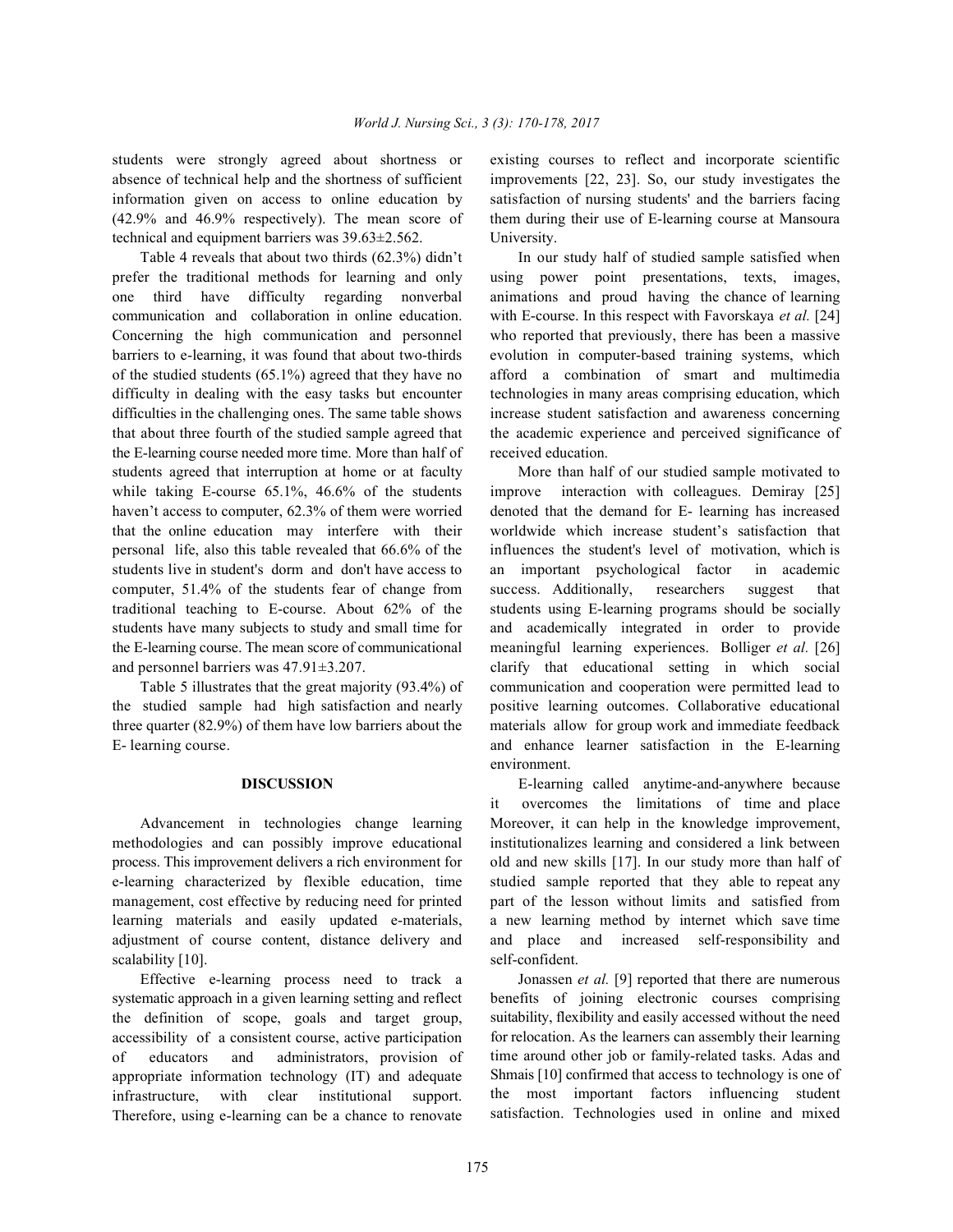students were strongly agreed about shortness or absence of technical help and the shortness of sufficient information given on access to online education by (42.9% and 46.9% respectively). The mean score of technical and equipment barriers was 39.63±2.562.

Table 4 reveals that about two thirds (62.3%) didn't prefer the traditional methods for learning and only one third have difficulty regarding nonverbal communication and collaboration in online education. Concerning the high communication and personnel barriers to e-learning, it was found that about two-thirds of the studied students (65.1%) agreed that they have no difficulty in dealing with the easy tasks but encounter difficulties in the challenging ones. The same table shows that about three fourth of the studied sample agreed that the E-learning course needed more time. More than half of students agreed that interruption at home or at faculty while taking E-course 65.1%, 46.6% of the students haven't access to computer, 62.3% of them were worried that the online education may interfere with their personal life, also this table revealed that 66.6% of the students live in student's dorm and don't have access to computer, 51.4% of the students fear of change from traditional teaching to E-course. About 62% of the students have many subjects to study and small time for the E-learning course. The mean score of communicational and personnel barriers was 47.91±3.207.

Table 5 illustrates that the great majority (93.4%) of the studied sample had high satisfaction and nearly three quarter (82.9%) of them have low barriers about the E- learning course.

## DISCUSSION

Advancement in technologies change learning methodologies and can possibly improve educational process. This improvement delivers a rich environment for e-learning characterized by flexible education, time management, cost effective by reducing need for printed learning materials and easily updated e-materials, adjustment of course content, distance delivery and scalability [10].

Effective e-learning process need to track a systematic approach in a given learning setting and reflect the definition of scope, goals and target group, accessibility of a consistent course, active participation of educators and administrators, provision of appropriate information technology (IT) and adequate infrastructure, with clear institutional support. Therefore, using e-learning can be a chance to renovate existing courses to reflect and incorporate scientific improvements [22, 23]. So, our study investigates the satisfaction of nursing students' and the barriers facing them during their use of E-learning course at Mansoura University.

In our study half of studied sample satisfied when using power point presentations, texts, images, animations and proud having the chance of learning with E-course. In this respect with Favorskaya *et al.* [24] who reported that previously, there has been a massive evolution in computer-based training systems, which afford a combination of smart and multimedia technologies in many areas comprising education, which increase student satisfaction and awareness concerning the academic experience and perceived significance of received education.

More than half of our studied sample motivated to improve interaction with colleagues. Demiray [25] denoted that the demand for E- learning has increased worldwide which increase student's satisfaction that influences the student's level of motivation, which is an important psychological factor in academic success. Additionally, researchers suggest that students using E-learning programs should be socially and academically integrated in order to provide meaningful learning experiences. Bolliger *et al.* [26] clarify that educational setting in which social communication and cooperation were permitted lead to positive learning outcomes. Collaborative educational materials allow for group work and immediate feedback and enhance learner satisfaction in the E-learning environment.

E-learning called anytime-and-anywhere because it overcomes the limitations of time and place Moreover, it can help in the knowledge improvement, institutionalizes learning and considered a link between old and new skills [17]. In our study more than half of studied sample reported that they able to repeat any part of the lesson without limits and satisfied from a new learning method by internet which save time and place and increased self-responsibility and self-confident.

Jonassen *et al.* [9] reported that there are numerous benefits of joining electronic courses comprising suitability, flexibility and easily accessed without the need for relocation. As the learners can assembly their learning time around other job or family-related tasks. Adas and Shmais [10] confirmed that access to technology is one of the most important factors influencing student satisfaction. Technologies used in online and mixed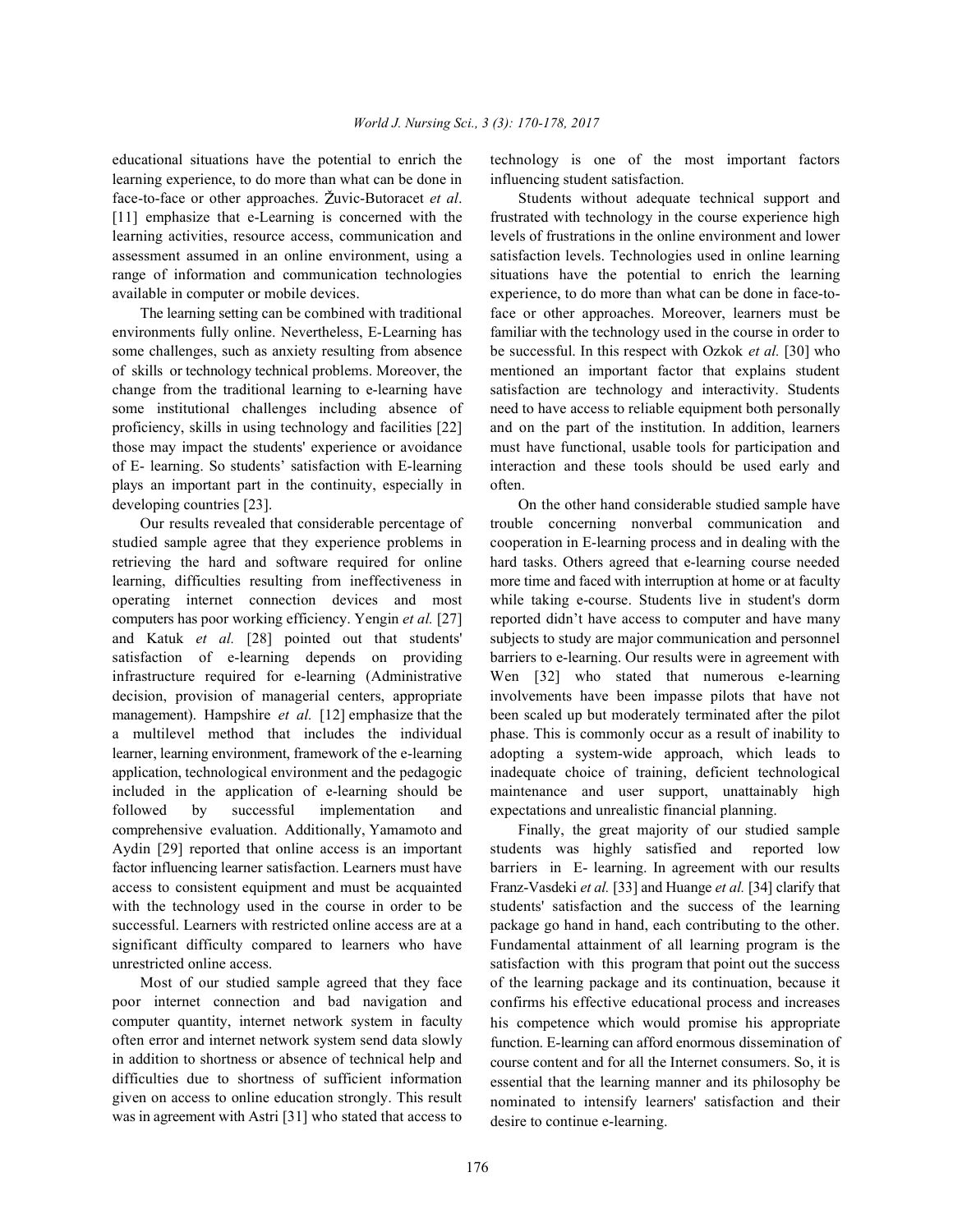educational situations have the potential to enrich the learning experience, to do more than what can be done in face-to-face or other approaches. Žuvic-Butoracet *et al*. [11] emphasize that e-Learning is concerned with the learning activities, resource access, communication and assessment assumed in an online environment, using a range of information and communication technologies available in computer or mobile devices.

The learning setting can be combined with traditional environments fully online. Nevertheless, E-Learning has some challenges, such as anxiety resulting from absence of skills or technology technical problems. Moreover, the change from the traditional learning to e-learning have some institutional challenges including absence of proficiency, skills in using technology and facilities [22] those may impact the students' experience or avoidance of E- learning. So students' satisfaction with E-learning plays an important part in the continuity, especially in developing countries [23].

Our results revealed that considerable percentage of studied sample agree that they experience problems in retrieving the hard and software required for online learning, difficulties resulting from ineffectiveness in operating internet connection devices and most computers has poor working efficiency. Yengin *et al.* [27] and Katuk *et al.* [28] pointed out that students' satisfaction of e-learning depends on providing infrastructure required for e-learning (Administrative decision, provision of managerial centers, appropriate management). Hampshire *et al.* [12] emphasize that the a multilevel method that includes the individual learner, learning environment, framework of the e-learning application, technological environment and the pedagogic included in the application of e-learning should be followed by successful implementation and comprehensive evaluation. Additionally, Yamamoto and Aydin [29] reported that online access is an important factor influencing learner satisfaction. Learners must have access to consistent equipment and must be acquainted with the technology used in the course in order to be successful. Learners with restricted online access are at a significant difficulty compared to learners who have unrestricted online access.

Most of our studied sample agreed that they face poor internet connection and bad navigation and computer quantity, internet network system in faculty often error and internet network system send data slowly in addition to shortness or absence of technical help and difficulties due to shortness of sufficient information given on access to online education strongly. This result was in agreement with Astri [31] who stated that access to technology is one of the most important factors influencing student satisfaction.

Students without adequate technical support and frustrated with technology in the course experience high levels of frustrations in the online environment and lower satisfaction levels. Technologies used in online learning situations have the potential to enrich the learning experience, to do more than what can be done in face-to-face or other approaches. Moreover, learners must be familiar with the technology used in the course in order to be successful. In this respect with Ozkok *et al.* [30] who mentioned an important factor that explains student satisfaction are technology and interactivity. Students need to have access to reliable equipment both personally and on the part of the institution. In addition, learners must have functional, usable tools for participation and interaction and these tools should be used early and often.

On the other hand considerable studied sample have trouble concerning nonverbal communication and cooperation in E-learning process and in dealing with the hard tasks. Others agreed that e-learning course needed more time and faced with interruption at home or at faculty while taking e-course. Students live in student's dorm reported didn't have access to computer and have many subjects to study are major communication and personnel barriers to e-learning. Our results were in agreement with Wen [32] who stated that numerous e-learning involvements have been impasse pilots that have not been scaled up but moderately terminated after the pilot phase. This is commonly occur as a result of inability to adopting a system-wide approach, which leads to inadequate choice of training, deficient technological maintenance and user support, unattainably high expectations and unrealistic financial planning.

Finally, the great majority of our studied sample students was highly satisfied and reported low barriers in E- learning. In agreement with our results Franz-Vasdeki *et al.* [33] and Huange *et al.* [34] clarify that students' satisfaction and the success of the learning package go hand in hand, each contributing to the other. Fundamental attainment of all learning program is the satisfaction with this program that point out the success of the learning package and its continuation, because it confirms his effective educational process and increases his competence which would promise his appropriate function. E-learning can afford enormous dissemination of course content and for all the Internet consumers. So, it is essential that the learning manner and its philosophy be nominated to intensify learners' satisfaction and their desire to continue e-learning.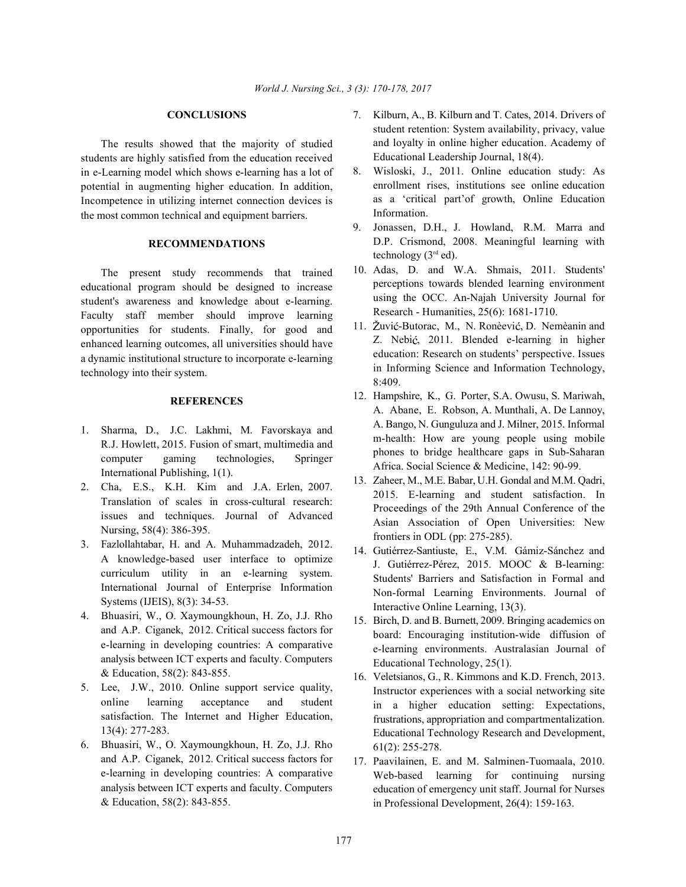## CONCLUSIONS

The results showed that the majority of studied students are highly satisfied from the education received in e-Learning model which shows e-learning has a lot of potential in augmenting higher education. In addition, Incompetence in utilizing internet connection devices is the most common technical and equipment barriers.

## RECOMMENDATIONS

The present study recommends that trained educational program should be designed to increase student's awareness and knowledge about e-learning. Faculty staff member should improve learning opportunities for students. Finally, for good and enhanced learning outcomes, all universities should have a dynamic institutional structure to incorporate e-learning technology into their system.

## REFERENCES

1. Sharma, D., J.C. Lakhmi, M. Favorskaya and R.J. Howlett, 2015. Fusion of smart, multimedia and computer gaming technologies, Springer International Publishing, 1(1).
2. Cha, E.S., K.H. Kim and J.A. Erlen, 2007. Translation of scales in cross-cultural research: issues and techniques. Journal of Advanced Nursing, 58(4): 386-395.
3. Fazlollahtabar, H. and A. Muhammadzadeh, 2012. A knowledge-based user interface to optimize curriculum utility in an e-learning system. International Journal of Enterprise Information Systems (IJEIS), 8(3): 34-53.
4. Bhuasiri, W., O. Xaymoungkhoun, H. Zo, J.J. Rho and A.P. Ciganek, 2012. Critical success factors for e-learning in developing countries: A comparative analysis between ICT experts and faculty. Computers & Education, 58(2): 843-855.
5. Lee, J.W., 2010. Online support service quality, online learning acceptance and student satisfaction. The Internet and Higher Education, 13(4): 277-283.
6. Bhuasiri, W., O. Xaymoungkhoun, H. Zo, J.J. Rho and A.P. Ciganek, 2012. Critical success factors for e-learning in developing countries: A comparative analysis between ICT experts and faculty. Computers & Education, 58(2): 843-855.
7. Kilburn, A., B. Kilburn and T. Cates, 2014. Drivers of student retention: System availability, privacy, value and loyalty in online higher education. Academy of Educational Leadership Journal, 18(4).
8. Wisloski, J., 2011. Online education study: As enrollment rises, institutions see online education as a 'critical part'of growth, Online Education Information.
9. Jonassen, D.H., J. Howland, R.M. Marra and D.P. Crismond, 2008. Meaningful learning with technology (3rd ed).
10. Adas, D. and W.A. Shmais, 2011. Students' perceptions towards blended learning environment using the OCC. An-Najah University Journal for Research - Humanities, 25(6): 1681-1710.
11. Žuvić-Butorac, M., N. Ronèević, D. Nemèanin and Z. Nebić, 2011. Blended e-learning in higher education: Research on students' perspective. Issues in Informing Science and Information Technology, 8:409.
12. Hampshire, K., G. Porter, S.A. Owusu, S. Mariwah, A. Abane, E. Robson, A. Munthali, A. De Lannoy, A. Bango, N. Gunguluza and J. Milner, 2015. Informal m-health: How are young people using mobile phones to bridge healthcare gaps in Sub-Saharan Africa. Social Science & Medicine, 142: 90-99.
13. Zaheer, M., M.E. Babar, U.H. Gondal and M.M. Qadri, 2015. E-learning and student satisfaction. In Proceedings of the 29th Annual Conference of the Asian Association of Open Universities: New frontiers in ODL (pp: 275-285).
14. Gutiérrez-Santiuste, E., V.M. Gámiz-Sánchez and J. Gutiérrez-Pérez, 2015. MOOC & B-learning: Students' Barriers and Satisfaction in Formal and Non-formal Learning Environments. Journal of Interactive Online Learning, 13(3).
15. Birch, D. and B. Burnett, 2009. Bringing academics on board: Encouraging institution-wide diffusion of e-learning environments. Australasian Journal of Educational Technology, 25(1).
16. Veletsianos, G., R. Kimmons and K.D. French, 2013. Instructor experiences with a social networking site in a higher education setting: Expectations, frustrations, appropriation and compartmentalization. Educational Technology Research and Development, 61(2): 255-278.
17. Paavilainen, E. and M. Salminen-Tuomaala, 2010. Web-based learning for continuing nursing education of emergency unit staff. Journal for Nurses in Professional Development, 26(4): 159-163.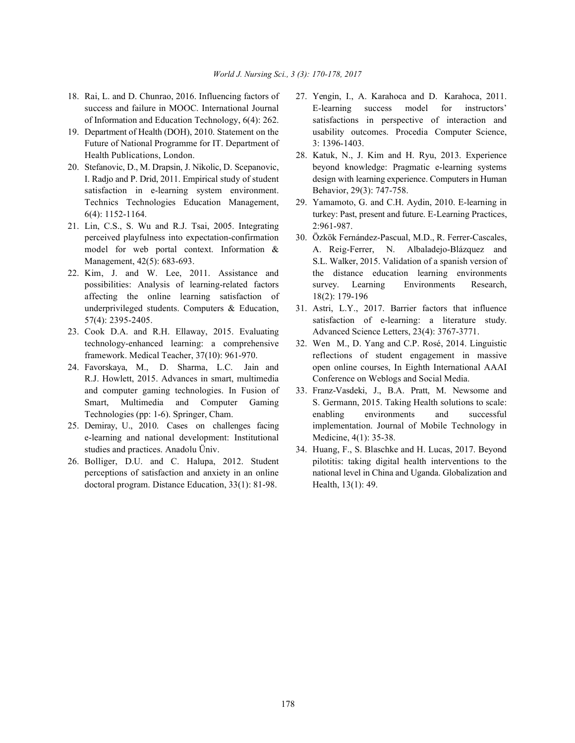18. Rai, L. and D. Chunrao, 2016. Influencing factors of success and failure in MOOC. International Journal of Information and Education Technology, 6(4): 262.
19. Department of Health (DOH), 2010. Statement on the Future of National Programme for IT. Department of Health Publications, London.
20. Stefanovic, D., M. Drapsin, J. Nikolic, D. Scepanovic, I. Radjo and P. Drid, 2011. Empirical study of student satisfaction in e-learning system environment. Technics Technologies Education Management, 6(4): 1152-1164.
21. Lin, C.S., S. Wu and R.J. Tsai, 2005. Integrating perceived playfulness into expectation-confirmation model for web portal context. Information & Management, 42(5): 683-693.
22. Kim, J. and W. Lee, 2011. Assistance and possibilities: Analysis of learning-related factors affecting the online learning satisfaction of underprivileged students. Computers & Education, 57(4): 2395-2405.
23. Cook D.A. and R.H. Ellaway, 2015. Evaluating technology-enhanced learning: a comprehensive framework. Medical Teacher, 37(10): 961-970.
24. Favorskaya, M., D. Sharma, L.C. Jain and R.J. Howlett, 2015. Advances in smart, multimedia and computer gaming technologies. In Fusion of Smart, Multimedia and Computer Gaming Technologies (pp: 1-6). Springer, Cham.
25. Demiray, U., 2010. Cases on challenges facing e-learning and national development: Institutional studies and practices. Anadolu Üniv.
26. Bolliger, D.U. and C. Halupa, 2012. Student perceptions of satisfaction and anxiety in an online doctoral program. Distance Education, 33(1): 81-98.
27. Yengin, I., A. Karahoca and D. Karahoca, 2011. E-learning success model for instructors' satisfactions in perspective of interaction and usability outcomes. Procedia Computer Science, 3: 1396-1403.
28. Katuk, N., J. Kim and H. Ryu, 2013. Experience beyond knowledge: Pragmatic e-learning systems design with learning experience. Computers in Human Behavior, 29(3): 747-758.
29. Yamamoto, G. and C.H. Aydin, 2010. E-learning in turkey: Past, present and future. E-Learning Practices, 2:961-987.
30. Özkök Fernández-Pascual, M.D., R. Ferrer-Cascales, A. Reig-Ferrer, N. Albaladejo-Blázquez and S.L. Walker, 2015. Validation of a spanish version of the distance education learning environments survey. Learning Environments Research, 18(2): 179-196
31. Astri, L.Y., 2017. Barrier factors that influence satisfaction of e-learning: a literature study. Advanced Science Letters, 23(4): 3767-3771.
32. Wen M., D. Yang and C.P. Rosé, 2014. Linguistic reflections of student engagement in massive open online courses, In Eighth International AAAI Conference on Weblogs and Social Media.
33. Franz-Vasdeki, J., B.A. Pratt, M. Newsome and S. Germann, 2015. Taking Health solutions to scale: enabling environments and successful implementation. Journal of Mobile Technology in Medicine, 4(1): 35-38.
34. Huang, F., S. Blaschke and H. Lucas, 2017. Beyond pilotitis: taking digital health interventions to the national level in China and Uganda. Globalization and Health, 13(1): 49.